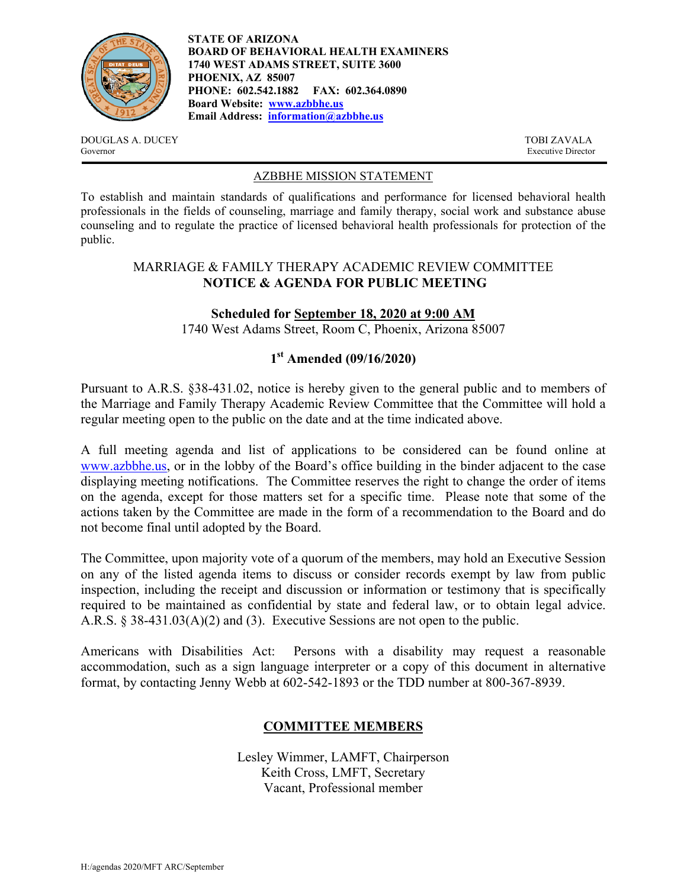**STATE OF ARIZONA**
**BOARD OF BEHAVIORAL HEALTH EXAMINERS**
**1740 WEST ADAMS STREET, SUITE 3600**
**PHOENIX, AZ 85007**
**PHONE: 602.542.1882 FAX: 602.364.0890**
**Board Website: [www.azbbhe.us](http://www.azbbhe.us)**
**Email Address: [information@azbbhe.us](mailto:information@azbbhe.us)**

DOUGLAS A. DUCEY
Governor

TOBI ZAVALA
Executive Director

## AZBBHE MISSION STATEMENT

To establish and maintain standards of qualifications and performance for licensed behavioral health professionals in the fields of counseling, marriage and family therapy, social work and substance abuse counseling and to regulate the practice of licensed behavioral health professionals for protection of the public.

## MARRIAGE & FAMILY THERAPY ACADEMIC REVIEW COMMITTEE
## NOTICE & AGENDA FOR PUBLIC MEETING

**Scheduled for September 18, 2020 at 9:00 AM**
1740 West Adams Street, Room C, Phoenix, Arizona 85007

**1st Amended (09/16/2020)**

Pursuant to A.R.S. §38-431.02, notice is hereby given to the general public and to members of the Marriage and Family Therapy Academic Review Committee that the Committee will hold a regular meeting open to the public on the date and at the time indicated above.

A full meeting agenda and list of applications to be considered can be found online at [www.azbbhe.us](http://www.azbbhe.us), or in the lobby of the Board's office building in the binder adjacent to the case displaying meeting notifications. The Committee reserves the right to change the order of items on the agenda, except for those matters set for a specific time. Please note that some of the actions taken by the Committee are made in the form of a recommendation to the Board and do not become final until adopted by the Board.

The Committee, upon majority vote of a quorum of the members, may hold an Executive Session on any of the listed agenda items to discuss or consider records exempt by law from public inspection, including the receipt and discussion or information or testimony that is specifically required to be maintained as confidential by state and federal law, or to obtain legal advice. A.R.S. § 38-431.03(A)(2) and (3). Executive Sessions are not open to the public.

Americans with Disabilities Act: Persons with a disability may request a reasonable accommodation, such as a sign language interpreter or a copy of this document in alternative format, by contacting Jenny Webb at 602-542-1893 or the TDD number at 800-367-8939.

## COMMITTEE MEMBERS

Lesley Wimmer, LAMFT, Chairperson
Keith Cross, LMFT, Secretary
Vacant, Professional member

H:/agendas 2020/MFT ARC/September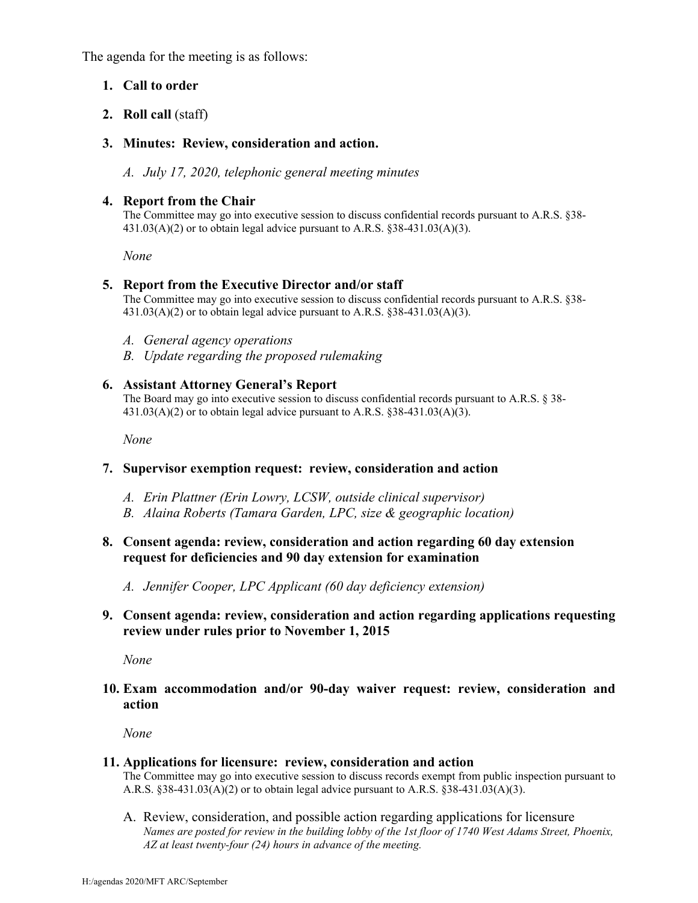The agenda for the meeting is as follows:

1. **Call to order**

2. **Roll call** (staff)

3. **Minutes: Review, consideration and action.**

   A. *July 17, 2020, telephonic general meeting minutes*

4. **Report from the Chair**
   The Committee may go into executive session to discuss confidential records pursuant to A.R.S. §38-431.03(A)(2) or to obtain legal advice pursuant to A.R.S. §38-431.03(A)(3).

   *None*

5. **Report from the Executive Director and/or staff**
   The Committee may go into executive session to discuss confidential records pursuant to A.R.S. §38-431.03(A)(2) or to obtain legal advice pursuant to A.R.S. §38-431.03(A)(3).

   A. *General agency operations*
   B. *Update regarding the proposed rulemaking*

6. **Assistant Attorney General's Report**
   The Board may go into executive session to discuss confidential records pursuant to A.R.S. § 38-431.03(A)(2) or to obtain legal advice pursuant to A.R.S. §38-431.03(A)(3).

   *None*

7. **Supervisor exemption request: review, consideration and action**

   A. *Erin Plattner (Erin Lowry, LCSW, outside clinical supervisor)*
   B. *Alaina Roberts (Tamara Garden, LPC, size & geographic location)*

8. **Consent agenda: review, consideration and action regarding 60 day extension request for deficiencies and 90 day extension for examination**

   A. *Jennifer Cooper, LPC Applicant (60 day deficiency extension)*

9. **Consent agenda: review, consideration and action regarding applications requesting review under rules prior to November 1, 2015**

   *None*

10. **Exam accommodation and/or 90-day waiver request: review, consideration and action**

    *None*

11. **Applications for licensure: review, consideration and action**
    The Committee may go into executive session to discuss records exempt from public inspection pursuant to A.R.S. §38-431.03(A)(2) or to obtain legal advice pursuant to A.R.S. §38-431.03(A)(3).

    A. Review, consideration, and possible action regarding applications for licensure
    *Names are posted for review in the building lobby of the 1st floor of 1740 West Adams Street, Phoenix, AZ at least twenty-four (24) hours in advance of the meeting.*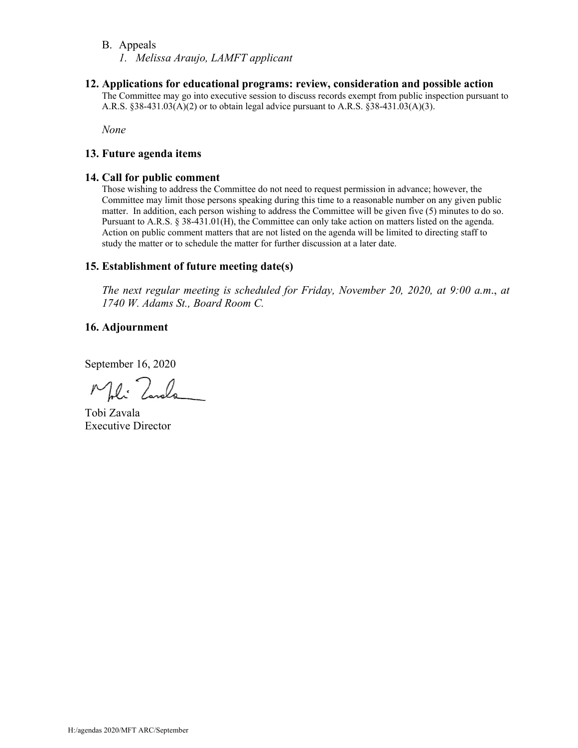B. Appeals
   1. *Melissa Araujo, LAMFT applicant*

**12. Applications for educational programs: review, consideration and possible action**

The Committee may go into executive session to discuss records exempt from public inspection pursuant to A.R.S. §38-431.03(A)(2) or to obtain legal advice pursuant to A.R.S. §38-431.03(A)(3).

*None*

**13. Future agenda items**

**14. Call for public comment**

Those wishing to address the Committee do not need to request permission in advance; however, the Committee may limit those persons speaking during this time to a reasonable number on any given public matter. In addition, each person wishing to address the Committee will be given five (5) minutes to do so. Pursuant to A.R.S. § 38-431.01(H), the Committee can only take action on matters listed on the agenda. Action on public comment matters that are not listed on the agenda will be limited to directing staff to study the matter or to schedule the matter for further discussion at a later date.

**15. Establishment of future meeting date(s)**

*The next regular meeting is scheduled for Friday, November 20, 2020, at 9:00 a.m., at 1740 W. Adams St., Board Room C.*

**16. Adjournment**

September 16, 2020

Tobi Zavala
Executive Director

H:/agendas 2020/MFT ARC/September